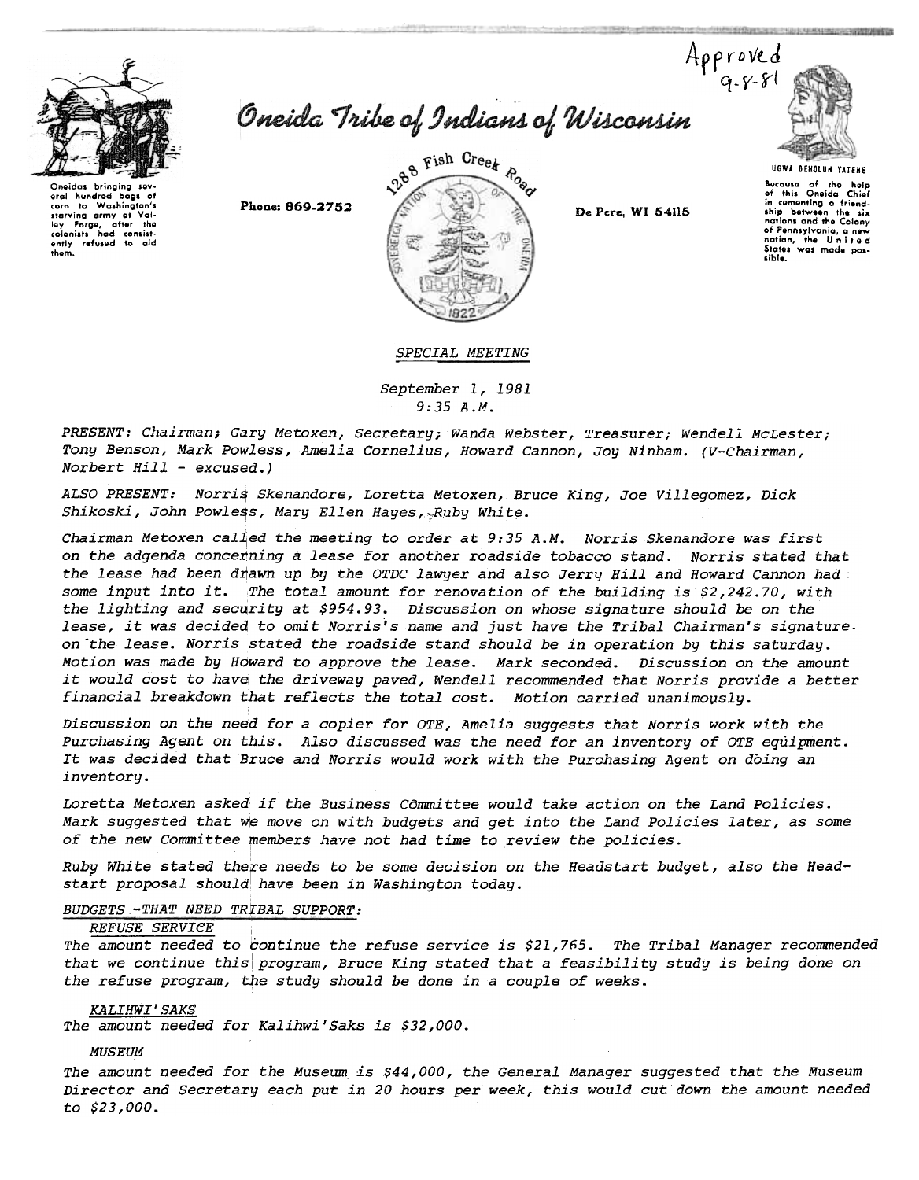Approved 9-8-81

Oneidas bringing several hundred bags of corn to Washington's starving army at Valley Forge, after the colonists had consistently refused to aid them.

# Oneida Tribe of Indians of Wisconsin

Phone: 869-2752

1288 Fish Creek Road

SOVEREIGN NATION OF THE ONEIDA

1822

De Pere, WI 54115

UGWA DEHOLUH YATEHE

Because of the help of this Oneida Chief in comenting a friendship between the six nations and the Colony of Pennsylvania, a new nation, the United States was made possible.

*SPECIAL MEETING*

*September 1, 1981*
*9:35 A.M.*

*PRESENT: Chairman; Gary Metoxen, Secretary; Wanda Webster, Treasurer; Wendell McLester; Tony Benson, Mark Powless, Amelia Cornelius, Howard Cannon, Joy Ninham. (V-Chairman, Norbert Hill - excused.)*

*ALSO PRESENT: Norris Skenandore, Loretta Metoxen, Bruce King, Joe Villegomez, Dick Shikoski, John Powless, Mary Ellen Hayes, Ruby White.*

*Chairman Metoxen called the meeting to order at 9:35 A.M. Norris Skenandore was first on the adgenda concerning a lease for another roadside tobacco stand. Norris stated that the lease had been drawn up by the OTDC lawyer and also Jerry Hill and Howard Cannon had some input into it. The total amount for renovation of the building is $2,242.70, with the lighting and security at $954.93. Discussion on whose signature should be on the lease, it was decided to omit Norris's name and just have the Tribal Chairman's signature on the lease. Norris stated the roadside stand should be in operation by this saturday. Motion was made by Howard to approve the lease. Mark seconded. Discussion on the amount it would cost to have the driveway paved, Wendell recommended that Norris provide a better financial breakdown that reflects the total cost. Motion carried unanimously.*

*Discussion on the need for a copier for OTE, Amelia suggests that Norris work with the Purchasing Agent on this. Also discussed was the need for an inventory of OTE equipment. It was decided that Bruce and Norris would work with the Purchasing Agent on doing an inventory.*

*Loretta Metoxen asked if the Business Committee would take action on the Land Policies. Mark suggested that we move on with budgets and get into the Land Policies later, as some of the new Committee members have not had time to review the policies.*

*Ruby White stated there needs to be some decision on the Headstart budget, also the Headstart proposal should have been in Washington today.*

*BUDGETS -THAT NEED TRIBAL SUPPORT:*

*REFUSE SERVICE*

*The amount needed to continue the refuse service is $21,765. The Tribal Manager recommended that we continue this program, Bruce King stated that a feasibility study is being done on the refuse program, the study should be done in a couple of weeks.*

*KALIHWI'SAKS*

*The amount needed for Kalihwi'Saks is $32,000.*

*MUSEUM*

*The amount needed for the Museum is $44,000, the General Manager suggested that the Museum Director and Secretary each put in 20 hours per week, this would cut down the amount needed to $23,000.*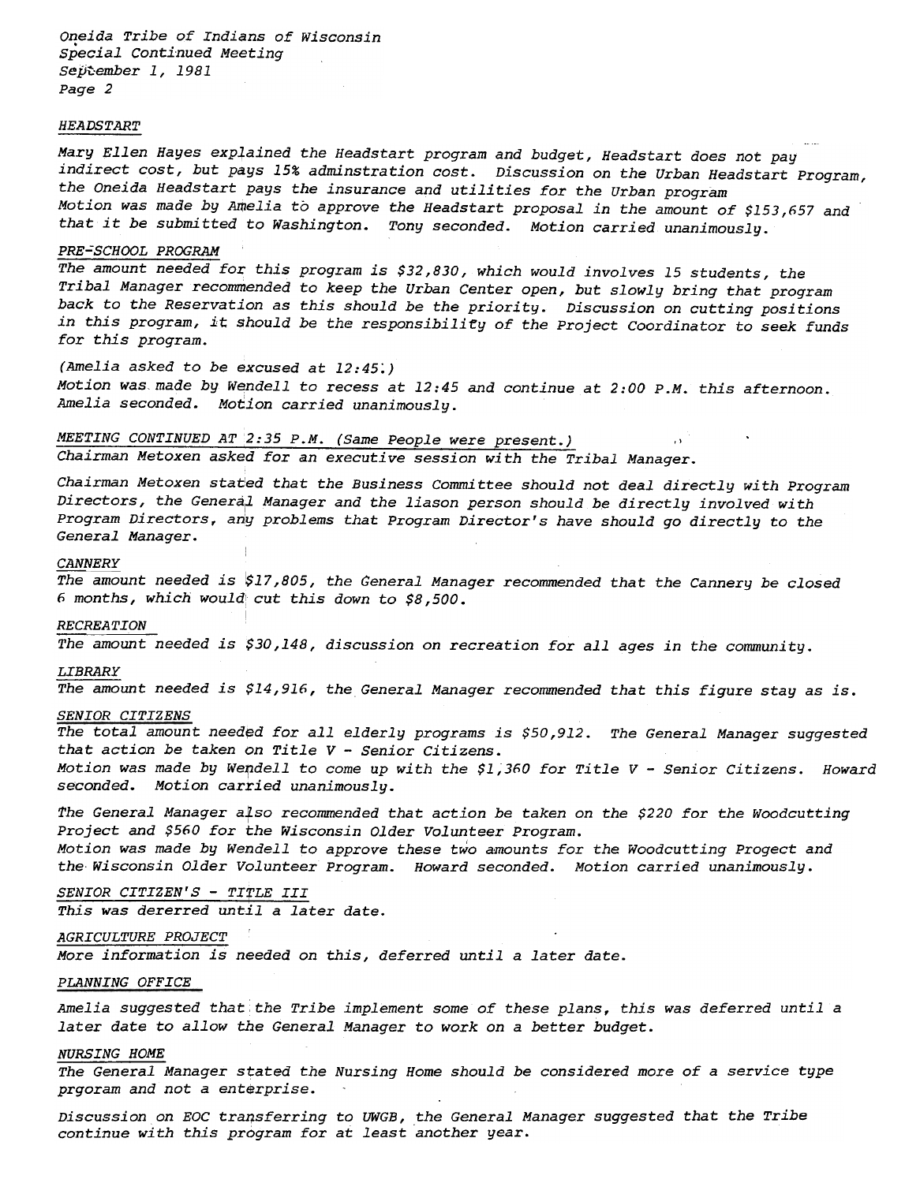*HEADSTART*

*Mary Ellen Hayes explained the Headstart program and budget, Headstart does not pay indirect cost, but pays 15% adminstration cost. Discussion on the Urban Headstart Program, the Oneida Headstart pays the insurance and utilities for the Urban program*
*Motion was made by Amelia to approve the Headstart proposal in the amount of $153,657 and that it be submitted to Washington. Tony seconded. Motion carried unanimously.*

*PRE-SCHOOL PROGRAM*

*The amount needed for this program is $32,830, which would involves 15 students, the Tribal Manager recommended to keep the Urban Center open, but slowly bring that program back to the Reservation as this should be the priority. Discussion on cutting positions in this program, it should be the responsibility of the Project Coordinator to seek funds for this program.*

*(Amelia asked to be excused at 12:45.)*
*Motion was made by Wendell to recess at 12:45 and continue at 2:00 P.M. this afternoon. Amelia seconded. Motion carried unanimously.*

*MEETING CONTINUED AT 2:35 P.M. (Same People were present.)*
*Chairman Metoxen asked for an executive session with the Tribal Manager.*

*Chairman Metoxen stated that the Business Committee should not deal directly with Program Directors, the General Manager and the liason person should be directly involved with Program Directors, any problems that Program Director's have should go directly to the General Manager.*

*CANNERY*

*The amount needed is $17,805, the General Manager recommended that the Cannery be closed 6 months, which would cut this down to $8,500.*

*RECREATION*

*The amount needed is $30,148, discussion on recreation for all ages in the community.*

*LIBRARY*

*The amount needed is $14,916, the General Manager recommended that this figure stay as is.*

*SENIOR CITIZENS*

*The total amount needed for all elderly programs is $50,912. The General Manager suggested that action be taken on Title V - Senior Citizens.*
*Motion was made by Wendell to come up with the $1,360 for Title V - Senior Citizens. Howard seconded. Motion carried unanimously.*

*The General Manager also recommended that action be taken on the $220 for the Woodcutting Project and $560 for the Wisconsin Older Volunteer Program.*
*Motion was made by Wendell to approve these two amounts for the Woodcutting Progect and the Wisconsin Older Volunteer Program. Howard seconded. Motion carried unanimously.*

*SENIOR CITIZEN'S - TITLE III*

*This was dererred until a later date.*

*AGRICULTURE PROJECT*

*More information is needed on this, deferred until a later date.*

*PLANNING OFFICE*

*Amelia suggested that the Tribe implement some of these plans, this was deferred until a later date to allow the General Manager to work on a better budget.*

*NURSING HOME*

*The General Manager stated the Nursing Home should be considered more of a service type prgoram and not a enterprise.*

*Discussion on EOC transferring to UWGB, the General Manager suggested that the Tribe continue with this program for at least another year.*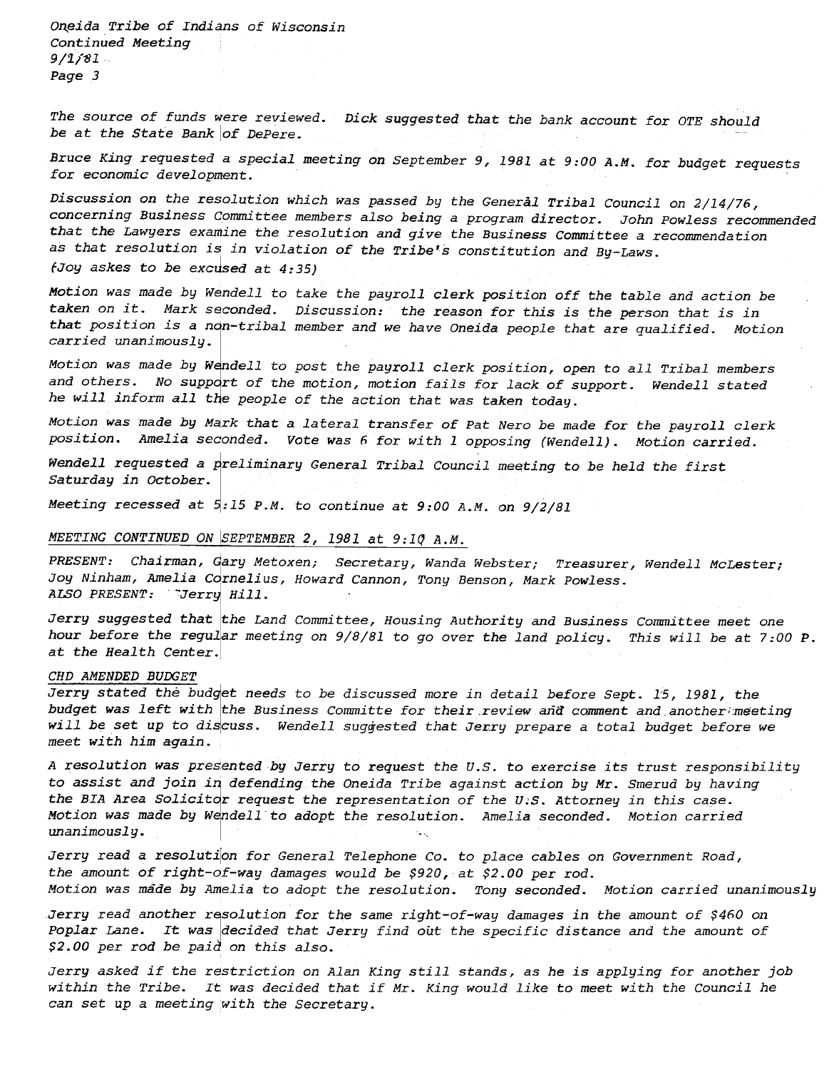The source of funds were reviewed. Dick suggested that the bank account for OTE should be at the State Bank of DePere.

Bruce King requested a special meeting on September 9, 1981 at 9:00 A.M. for budget requests for economic development.

Discussion on the resolution which was passed by the General Tribal Council on 2/14/76, concerning Business Committee members also being a program director. John Powless recommended that the Lawyers examine the resolution and give the Business Committee a recommendation as that resolution is in violation of the Tribe's constitution and By-Laws.
(Joy askes to be excused at 4:35)

Motion was made by Wendell to take the payroll clerk position off the table and action be taken on it. Mark seconded. Discussion: the reason for this is the person that is in that position is a non-tribal member and we have Oneida people that are qualified. Motion carried unanimously.

Motion was made by Wendell to post the payroll clerk position, open to all Tribal members and others. No support of the motion, motion fails for lack of support. Wendell stated he will inform all the people of the action that was taken today.

Motion was made by Mark that a lateral transfer of Pat Nero be made for the payroll clerk position. Amelia seconded. Vote was 6 for with 1 opposing (Wendell). Motion carried.

Wendell requested a preliminary General Tribal Council meeting to be held the first Saturday in October.

Meeting recessed at 5:15 P.M. to continue at 9:00 A.M. on 9/2/81

MEETING CONTINUED ON SEPTEMBER 2, 1981 at 9:10 A.M.

PRESENT: Chairman, Gary Metoxen; Secretary, Wanda Webster; Treasurer, Wendell McLester; Joy Ninham, Amelia Cornelius, Howard Cannon, Tony Benson, Mark Powless.
ALSO PRESENT: Jerry Hill.

Jerry suggested that the Land Committee, Housing Authority and Business Committee meet one hour before the regular meeting on 9/8/81 to go over the land policy. This will be at 7:00 P. at the Health Center.

CHD AMENDED BUDGET

Jerry stated the budget needs to be discussed more in detail before Sept. 15, 1981, the budget was left with the Business Committe for their review and comment and another meeting will be set up to discuss. Wendell suggested that Jerry prepare a total budget before we meet with him again.

A resolution was presented by Jerry to request the U.S. to exercise its trust responsibility to assist and join in defending the Oneida Tribe against action by Mr. Smerud by having the BIA Area Solicitor request the representation of the U.S. Attorney in this case. Motion was made by Wendell to adopt the resolution. Amelia seconded. Motion carried unanimously.

Jerry read a resolution for General Telephone Co. to place cables on Government Road, the amount of right-of-way damages would be $920, at $2.00 per rod.
Motion was made by Amelia to adopt the resolution. Tony seconded. Motion carried unanimously

Jerry read another resolution for the same right-of-way damages in the amount of $460 on Poplar Lane. It was decided that Jerry find out the specific distance and the amount of $2.00 per rod be paid on this also.

Jerry asked if the restriction on Alan King still stands, as he is applying for another job within the Tribe. It was decided that if Mr. King would like to meet with the Council he can set up a meeting with the Secretary.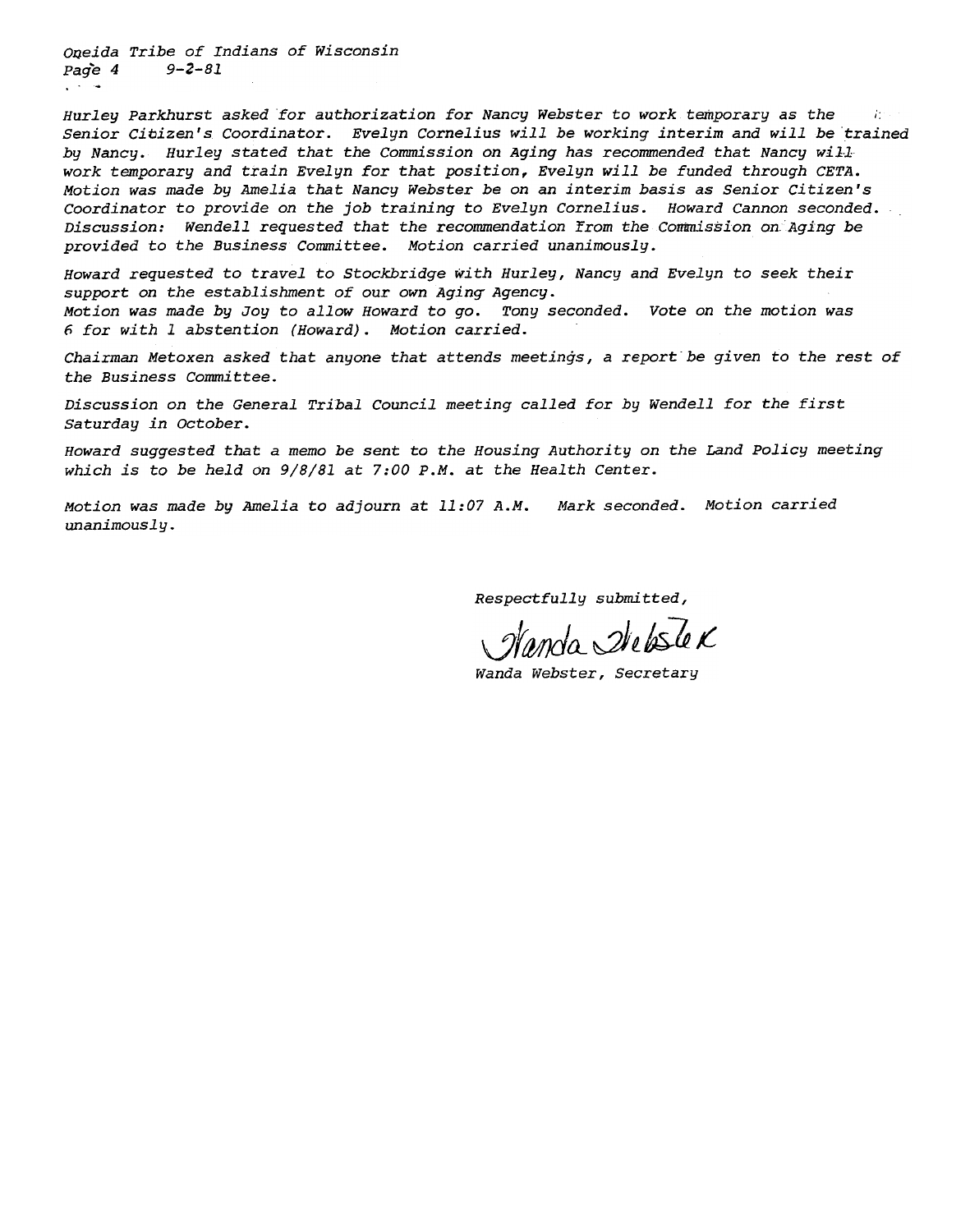Hurley Parkhurst asked for authorization for Nancy Webster to work temporary as the Senior Citizen's Coordinator. Evelyn Cornelius will be working interim and will be trained by Nancy. Hurley stated that the Commission on Aging has recommended that Nancy will work temporary and train Evelyn for that position, Evelyn will be funded through CETA. Motion was made by Amelia that Nancy Webster be on an interim basis as Senior Citizen's Coordinator to provide on the job training to Evelyn Cornelius. Howard Cannon seconded. Discussion: Wendell requested that the recommendation from the Commission on Aging be provided to the Business Committee. Motion carried unanimously.

Howard requested to travel to Stockbridge with Hurley, Nancy and Evelyn to seek their support on the establishment of our own Aging Agency.
Motion was made by Joy to allow Howard to go. Tony seconded. Vote on the motion was 6 for with 1 abstention (Howard). Motion carried.

Chairman Metoxen asked that anyone that attends meetings, a report be given to the rest of the Business Committee.

Discussion on the General Tribal Council meeting called for by Wendell for the first Saturday in October.

Howard suggested that a memo be sent to the Housing Authority on the Land Policy meeting which is to be held on 9/8/81 at 7:00 P.M. at the Health Center.

Motion was made by Amelia to adjourn at 11:07 A.M. Mark seconded. Motion carried unanimously.

Respectfully submitted,

Wanda Webster

Wanda Webster, Secretary